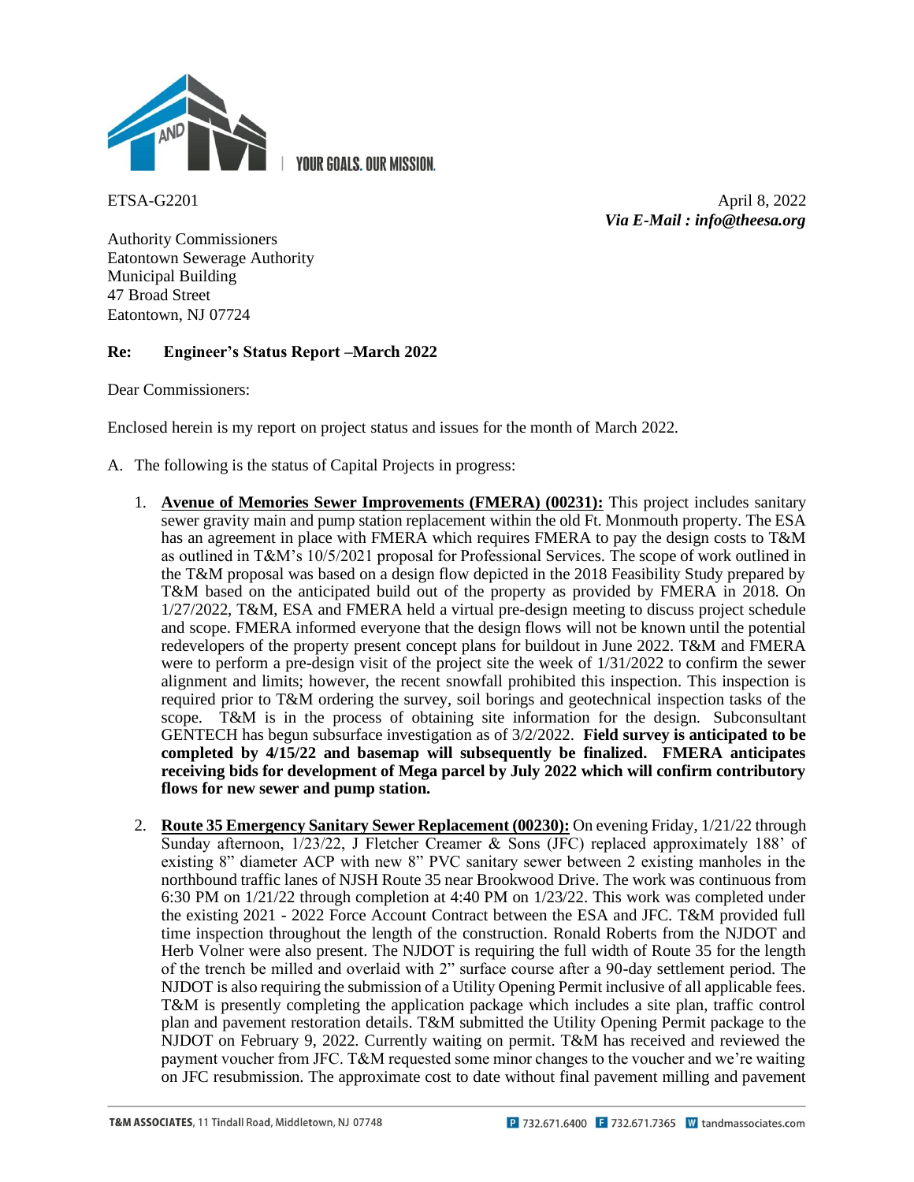ETSA-G2201

April 8, 2022

***Via E-Mail : info@theesa.org***

Authority Commissioners
Eatontown Sewerage Authority
Municipal Building
47 Broad Street
Eatontown, NJ 07724

**Re: Engineer's Status Report –March 2022**

Dear Commissioners:

Enclosed herein is my report on project status and issues for the month of March 2022.

A. The following is the status of Capital Projects in progress:

1. **Avenue of Memories Sewer Improvements (FMERA) (00231):** This project includes sanitary sewer gravity main and pump station replacement within the old Ft. Monmouth property. The ESA has an agreement in place with FMERA which requires FMERA to pay the design costs to T&M as outlined in T&M's 10/5/2021 proposal for Professional Services. The scope of work outlined in the T&M proposal was based on a design flow depicted in the 2018 Feasibility Study prepared by T&M based on the anticipated build out of the property as provided by FMERA in 2018. On 1/27/2022, T&M, ESA and FMERA held a virtual pre-design meeting to discuss project schedule and scope. FMERA informed everyone that the design flows will not be known until the potential redevelopers of the property present concept plans for buildout in June 2022. T&M and FMERA were to perform a pre-design visit of the project site the week of 1/31/2022 to confirm the sewer alignment and limits; however, the recent snowfall prohibited this inspection. This inspection is required prior to T&M ordering the survey, soil borings and geotechnical inspection tasks of the scope. T&M is in the process of obtaining site information for the design. Subconsultant GENTECH has begun subsurface investigation as of 3/2/2022. **Field survey is anticipated to be completed by 4/15/22 and basemap will subsequently be finalized. FMERA anticipates receiving bids for development of Mega parcel by July 2022 which will confirm contributory flows for new sewer and pump station.**

2. **Route 35 Emergency Sanitary Sewer Replacement (00230):** On evening Friday, 1/21/22 through Sunday afternoon, 1/23/22, J Fletcher Creamer & Sons (JFC) replaced approximately 188' of existing 8" diameter ACP with new 8" PVC sanitary sewer between 2 existing manholes in the northbound traffic lanes of NJSH Route 35 near Brookwood Drive. The work was continuous from 6:30 PM on 1/21/22 through completion at 4:40 PM on 1/23/22. This work was completed under the existing 2021 - 2022 Force Account Contract between the ESA and JFC. T&M provided full time inspection throughout the length of the construction. Ronald Roberts from the NJDOT and Herb Volner were also present. The NJDOT is requiring the full width of Route 35 for the length of the trench be milled and overlaid with 2" surface course after a 90-day settlement period. The NJDOT is also requiring the submission of a Utility Opening Permit inclusive of all applicable fees. T&M is presently completing the application package which includes a site plan, traffic control plan and pavement restoration details. T&M submitted the Utility Opening Permit package to the NJDOT on February 9, 2022. Currently waiting on permit. T&M has received and reviewed the payment voucher from JFC. T&M requested some minor changes to the voucher and we're waiting on JFC resubmission. The approximate cost to date without final pavement milling and pavement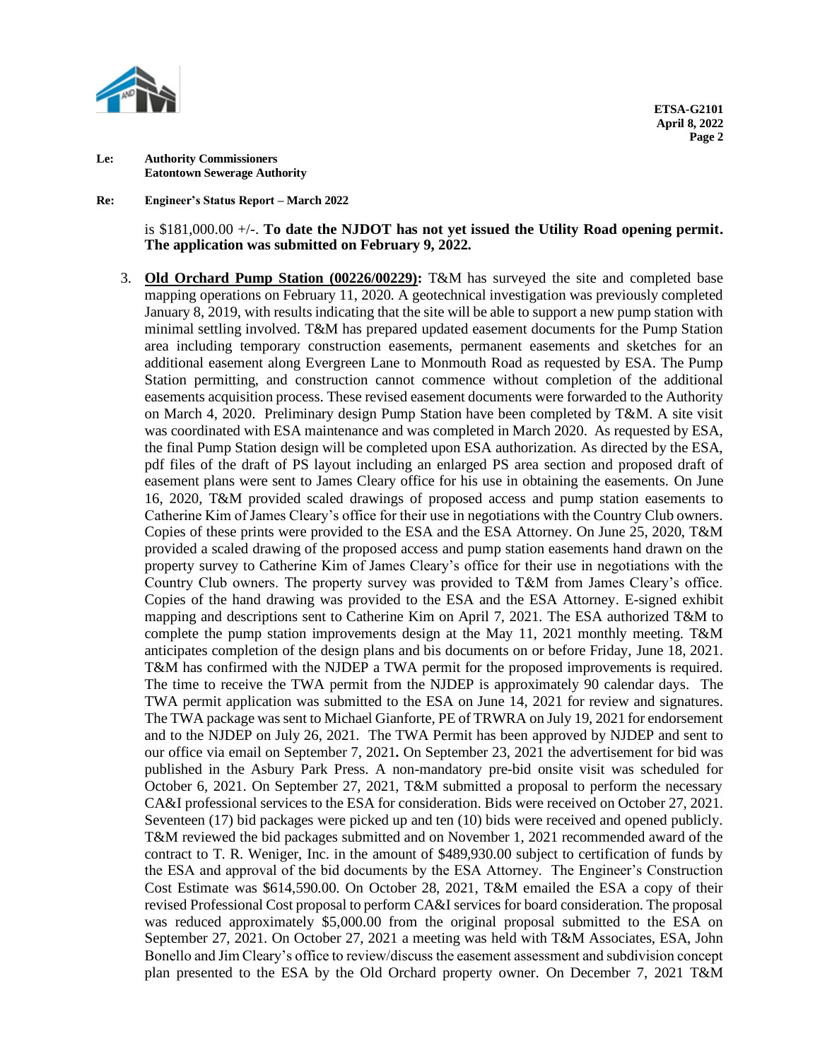**Le: Authority Commissioners**
**Eatontown Sewerage Authority**

**Re: Engineer's Status Report – March 2022**

is $181,000.00 +/-. **To date the NJDOT has not yet issued the Utility Road opening permit. The application was submitted on February 9, 2022.**

3. **Old Orchard Pump Station (00226/00229):** T&M has surveyed the site and completed base mapping operations on February 11, 2020. A geotechnical investigation was previously completed January 8, 2019, with results indicating that the site will be able to support a new pump station with minimal settling involved. T&M has prepared updated easement documents for the Pump Station area including temporary construction easements, permanent easements and sketches for an additional easement along Evergreen Lane to Monmouth Road as requested by ESA. The Pump Station permitting, and construction cannot commence without completion of the additional easements acquisition process. These revised easement documents were forwarded to the Authority on March 4, 2020. Preliminary design Pump Station have been completed by T&M. A site visit was coordinated with ESA maintenance and was completed in March 2020. As requested by ESA, the final Pump Station design will be completed upon ESA authorization. As directed by the ESA, pdf files of the draft of PS layout including an enlarged PS area section and proposed draft of easement plans were sent to James Cleary office for his use in obtaining the easements. On June 16, 2020, T&M provided scaled drawings of proposed access and pump station easements to Catherine Kim of James Cleary's office for their use in negotiations with the Country Club owners. Copies of these prints were provided to the ESA and the ESA Attorney. On June 25, 2020, T&M provided a scaled drawing of the proposed access and pump station easements hand drawn on the property survey to Catherine Kim of James Cleary's office for their use in negotiations with the Country Club owners. The property survey was provided to T&M from James Cleary's office. Copies of the hand drawing was provided to the ESA and the ESA Attorney. E-signed exhibit mapping and descriptions sent to Catherine Kim on April 7, 2021. The ESA authorized T&M to complete the pump station improvements design at the May 11, 2021 monthly meeting. T&M anticipates completion of the design plans and bis documents on or before Friday, June 18, 2021. T&M has confirmed with the NJDEP a TWA permit for the proposed improvements is required. The time to receive the TWA permit from the NJDEP is approximately 90 calendar days. The TWA permit application was submitted to the ESA on June 14, 2021 for review and signatures. The TWA package was sent to Michael Gianforte, PE of TRWRA on July 19, 2021 for endorsement and to the NJDEP on July 26, 2021. The TWA Permit has been approved by NJDEP and sent to our office via email on September 7, 2021**.** On September 23, 2021 the advertisement for bid was published in the Asbury Park Press. A non-mandatory pre-bid onsite visit was scheduled for October 6, 2021. On September 27, 2021, T&M submitted a proposal to perform the necessary CA&I professional services to the ESA for consideration. Bids were received on October 27, 2021. Seventeen (17) bid packages were picked up and ten (10) bids were received and opened publicly. T&M reviewed the bid packages submitted and on November 1, 2021 recommended award of the contract to T. R. Weniger, Inc. in the amount of $489,930.00 subject to certification of funds by the ESA and approval of the bid documents by the ESA Attorney. The Engineer's Construction Cost Estimate was $614,590.00. On October 28, 2021, T&M emailed the ESA a copy of their revised Professional Cost proposal to perform CA&I services for board consideration. The proposal was reduced approximately $5,000.00 from the original proposal submitted to the ESA on September 27, 2021. On October 27, 2021 a meeting was held with T&M Associates, ESA, John Bonello and Jim Cleary's office to review/discuss the easement assessment and subdivision concept plan presented to the ESA by the Old Orchard property owner. On December 7, 2021 T&M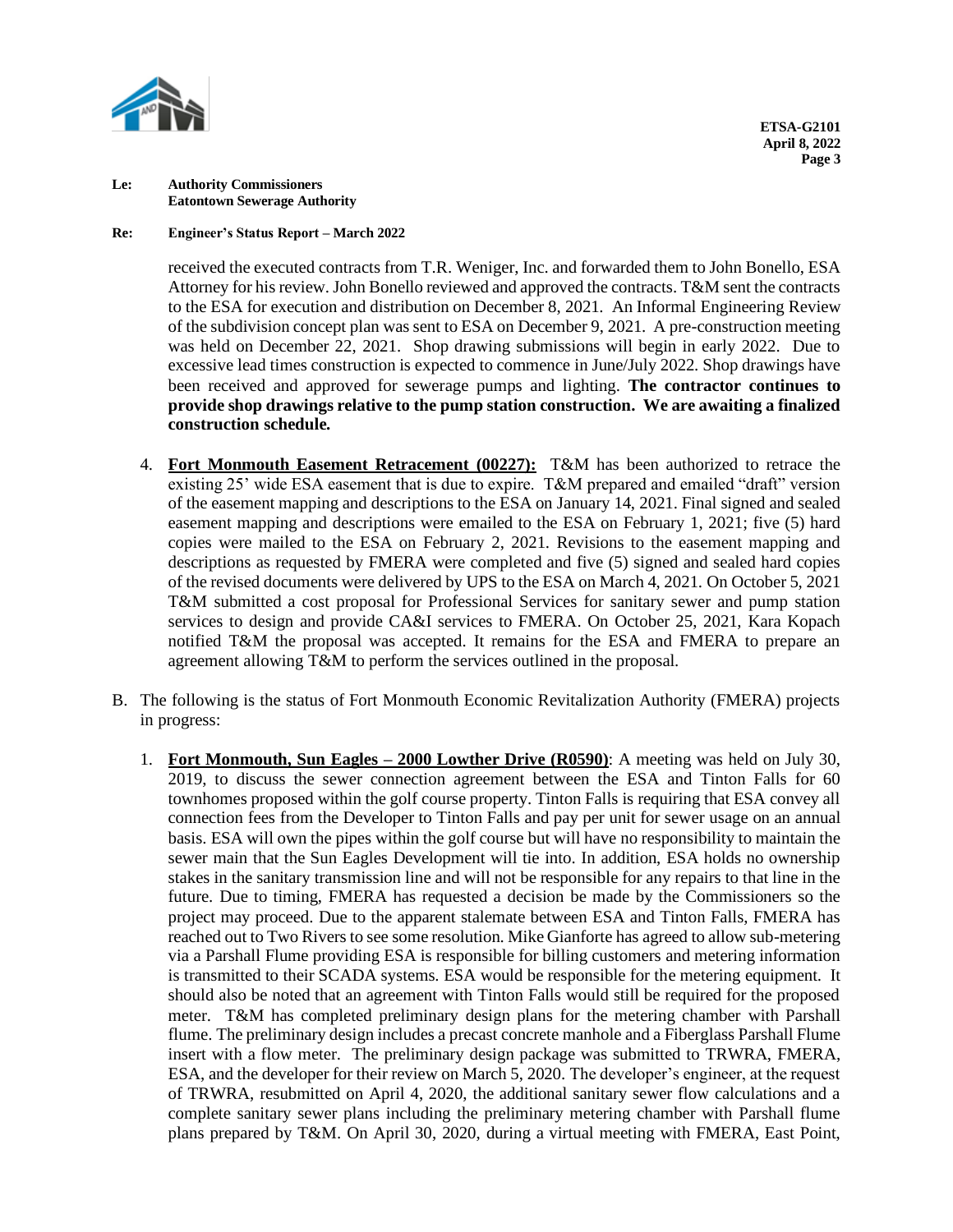**Le: Authority Commissioners**
**Eatontown Sewerage Authority**

**Re: Engineer's Status Report – March 2022**

received the executed contracts from T.R. Weniger, Inc. and forwarded them to John Bonello, ESA Attorney for his review. John Bonello reviewed and approved the contracts. T&M sent the contracts to the ESA for execution and distribution on December 8, 2021. An Informal Engineering Review of the subdivision concept plan was sent to ESA on December 9, 2021. A pre-construction meeting was held on December 22, 2021. Shop drawing submissions will begin in early 2022. Due to excessive lead times construction is expected to commence in June/July 2022. Shop drawings have been received and approved for sewerage pumps and lighting. **The contractor continues to provide shop drawings relative to the pump station construction. We are awaiting a finalized construction schedule.**

4. **Fort Monmouth Easement Retracement (00227):** T&M has been authorized to retrace the existing 25' wide ESA easement that is due to expire. T&M prepared and emailed "draft" version of the easement mapping and descriptions to the ESA on January 14, 2021. Final signed and sealed easement mapping and descriptions were emailed to the ESA on February 1, 2021; five (5) hard copies were mailed to the ESA on February 2, 2021. Revisions to the easement mapping and descriptions as requested by FMERA were completed and five (5) signed and sealed hard copies of the revised documents were delivered by UPS to the ESA on March 4, 2021. On October 5, 2021 T&M submitted a cost proposal for Professional Services for sanitary sewer and pump station services to design and provide CA&I services to FMERA. On October 25, 2021, Kara Kopach notified T&M the proposal was accepted. It remains for the ESA and FMERA to prepare an agreement allowing T&M to perform the services outlined in the proposal.

B. The following is the status of Fort Monmouth Economic Revitalization Authority (FMERA) projects in progress:

1. **Fort Monmouth, Sun Eagles – 2000 Lowther Drive (R0590)**: A meeting was held on July 30, 2019, to discuss the sewer connection agreement between the ESA and Tinton Falls for 60 townhomes proposed within the golf course property. Tinton Falls is requiring that ESA convey all connection fees from the Developer to Tinton Falls and pay per unit for sewer usage on an annual basis. ESA will own the pipes within the golf course but will have no responsibility to maintain the sewer main that the Sun Eagles Development will tie into. In addition, ESA holds no ownership stakes in the sanitary transmission line and will not be responsible for any repairs to that line in the future. Due to timing, FMERA has requested a decision be made by the Commissioners so the project may proceed. Due to the apparent stalemate between ESA and Tinton Falls, FMERA has reached out to Two Rivers to see some resolution. Mike Gianforte has agreed to allow sub-metering via a Parshall Flume providing ESA is responsible for billing customers and metering information is transmitted to their SCADA systems. ESA would be responsible for the metering equipment. It should also be noted that an agreement with Tinton Falls would still be required for the proposed meter. T&M has completed preliminary design plans for the metering chamber with Parshall flume. The preliminary design includes a precast concrete manhole and a Fiberglass Parshall Flume insert with a flow meter. The preliminary design package was submitted to TRWRA, FMERA, ESA, and the developer for their review on March 5, 2020. The developer's engineer, at the request of TRWRA, resubmitted on April 4, 2020, the additional sanitary sewer flow calculations and a complete sanitary sewer plans including the preliminary metering chamber with Parshall flume plans prepared by T&M. On April 30, 2020, during a virtual meeting with FMERA, East Point,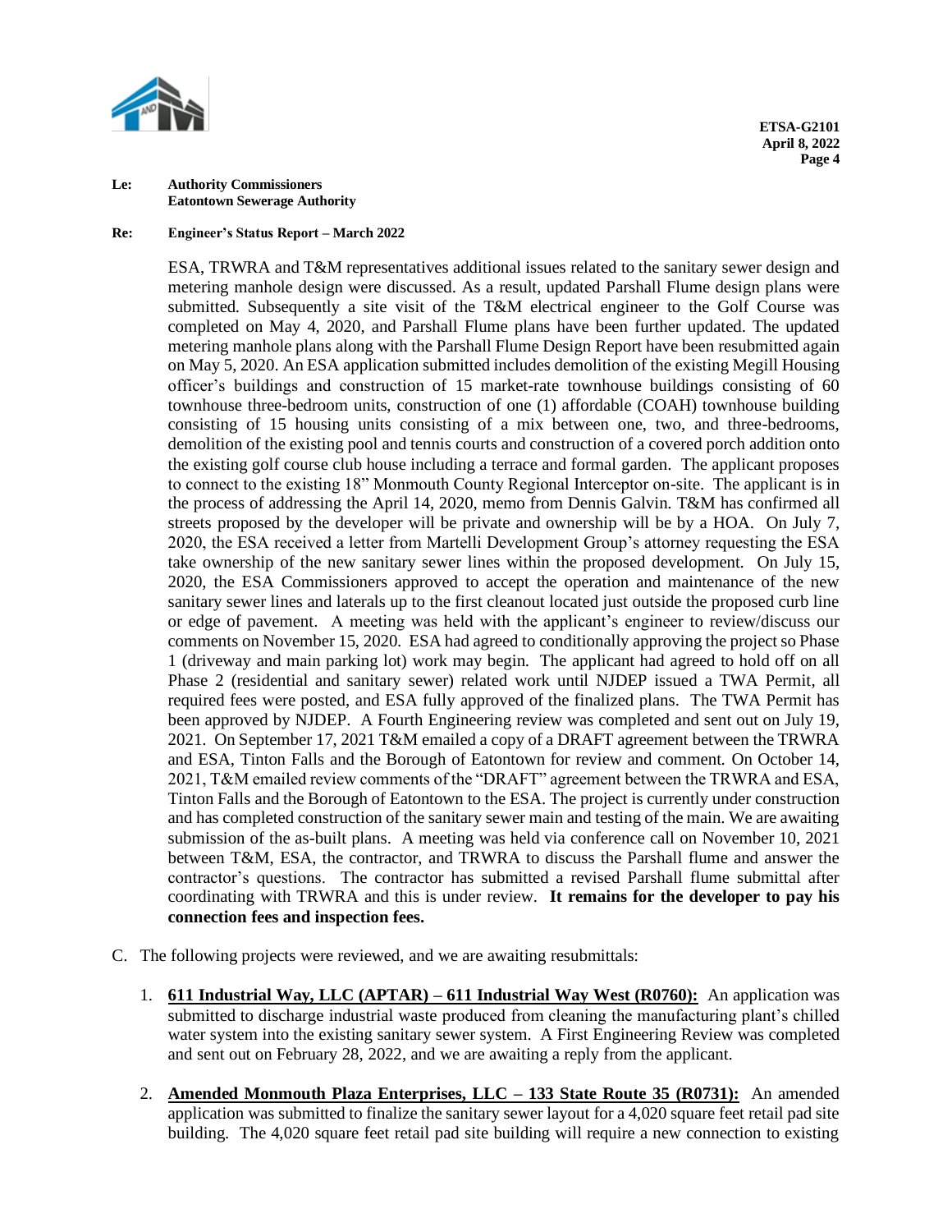ESA, TRWRA and T&M representatives additional issues related to the sanitary sewer design and metering manhole design were discussed. As a result, updated Parshall Flume design plans were submitted. Subsequently a site visit of the T&M electrical engineer to the Golf Course was completed on May 4, 2020, and Parshall Flume plans have been further updated. The updated metering manhole plans along with the Parshall Flume Design Report have been resubmitted again on May 5, 2020. An ESA application submitted includes demolition of the existing Megill Housing officer's buildings and construction of 15 market-rate townhouse buildings consisting of 60 townhouse three-bedroom units, construction of one (1) affordable (COAH) townhouse building consisting of 15 housing units consisting of a mix between one, two, and three-bedrooms, demolition of the existing pool and tennis courts and construction of a covered porch addition onto the existing golf course club house including a terrace and formal garden. The applicant proposes to connect to the existing 18" Monmouth County Regional Interceptor on-site. The applicant is in the process of addressing the April 14, 2020, memo from Dennis Galvin. T&M has confirmed all streets proposed by the developer will be private and ownership will be by a HOA. On July 7, 2020, the ESA received a letter from Martelli Development Group's attorney requesting the ESA take ownership of the new sanitary sewer lines within the proposed development. On July 15, 2020, the ESA Commissioners approved to accept the operation and maintenance of the new sanitary sewer lines and laterals up to the first cleanout located just outside the proposed curb line or edge of pavement. A meeting was held with the applicant's engineer to review/discuss our comments on November 15, 2020. ESA had agreed to conditionally approving the project so Phase 1 (driveway and main parking lot) work may begin. The applicant had agreed to hold off on all Phase 2 (residential and sanitary sewer) related work until NJDEP issued a TWA Permit, all required fees were posted, and ESA fully approved of the finalized plans. The TWA Permit has been approved by NJDEP. A Fourth Engineering review was completed and sent out on July 19, 2021. On September 17, 2021 T&M emailed a copy of a DRAFT agreement between the TRWRA and ESA, Tinton Falls and the Borough of Eatontown for review and comment. On October 14, 2021, T&M emailed review comments of the "DRAFT" agreement between the TRWRA and ESA, Tinton Falls and the Borough of Eatontown to the ESA. The project is currently under construction and has completed construction of the sanitary sewer main and testing of the main. We are awaiting submission of the as-built plans. A meeting was held via conference call on November 10, 2021 between T&M, ESA, the contractor, and TRWRA to discuss the Parshall flume and answer the contractor's questions. The contractor has submitted a revised Parshall flume submittal after coordinating with TRWRA and this is under review. **It remains for the developer to pay his connection fees and inspection fees.**

C. The following projects were reviewed, and we are awaiting resubmittals:

1. **611 Industrial Way, LLC (APTAR) – 611 Industrial Way West (R0760):** An application was submitted to discharge industrial waste produced from cleaning the manufacturing plant's chilled water system into the existing sanitary sewer system. A First Engineering Review was completed and sent out on February 28, 2022, and we are awaiting a reply from the applicant.

2. **Amended Monmouth Plaza Enterprises, LLC – 133 State Route 35 (R0731):** An amended application was submitted to finalize the sanitary sewer layout for a 4,020 square feet retail pad site building. The 4,020 square feet retail pad site building will require a new connection to existing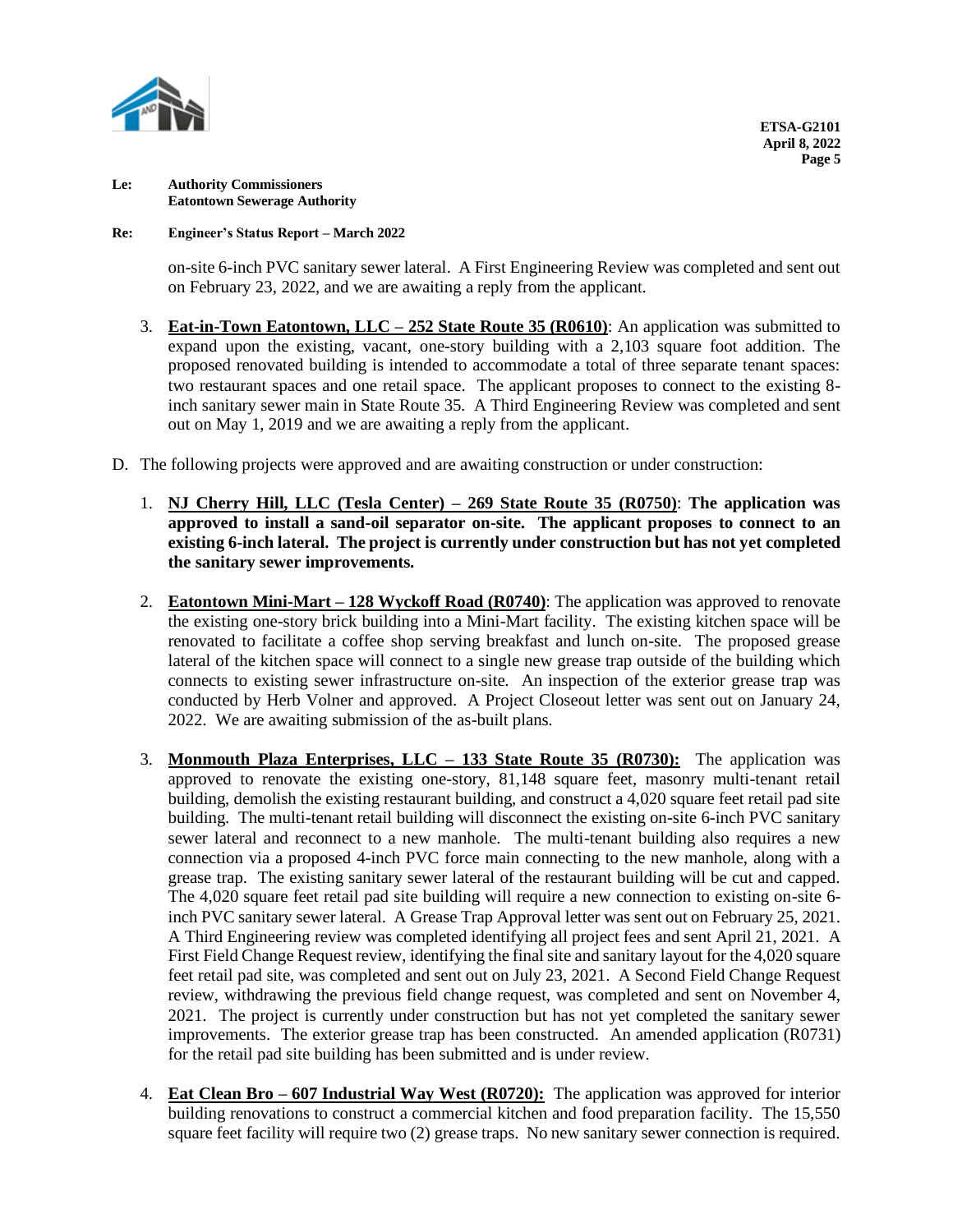**Le: Authority Commissioners**
**Eatontown Sewerage Authority**

**Re: Engineer's Status Report – March 2022**

on-site 6-inch PVC sanitary sewer lateral. A First Engineering Review was completed and sent out on February 23, 2022, and we are awaiting a reply from the applicant.

3. **<u>Eat-in-Town Eatontown, LLC – 252 State Route 35 (R0610)</u>**: An application was submitted to expand upon the existing, vacant, one-story building with a 2,103 square foot addition. The proposed renovated building is intended to accommodate a total of three separate tenant spaces: two restaurant spaces and one retail space. The applicant proposes to connect to the existing 8-inch sanitary sewer main in State Route 35. A Third Engineering Review was completed and sent out on May 1, 2019 and we are awaiting a reply from the applicant.

D. The following projects were approved and are awaiting construction or under construction:

1. **<u>NJ Cherry Hill, LLC (Tesla Center) – 269 State Route 35 (R0750)</u>**: **The application was approved to install a sand-oil separator on-site. The applicant proposes to connect to an existing 6-inch lateral. The project is currently under construction but has not yet completed the sanitary sewer improvements.**

2. **<u>Eatontown Mini-Mart – 128 Wyckoff Road (R0740)</u>**: The application was approved to renovate the existing one-story brick building into a Mini-Mart facility. The existing kitchen space will be renovated to facilitate a coffee shop serving breakfast and lunch on-site. The proposed grease lateral of the kitchen space will connect to a single new grease trap outside of the building which connects to existing sewer infrastructure on-site. An inspection of the exterior grease trap was conducted by Herb Volner and approved. A Project Closeout letter was sent out on January 24, 2022. We are awaiting submission of the as-built plans.

3. **<u>Monmouth Plaza Enterprises, LLC – 133 State Route 35 (R0730):</u>** The application was approved to renovate the existing one-story, 81,148 square feet, masonry multi-tenant retail building, demolish the existing restaurant building, and construct a 4,020 square feet retail pad site building. The multi-tenant retail building will disconnect the existing on-site 6-inch PVC sanitary sewer lateral and reconnect to a new manhole. The multi-tenant building also requires a new connection via a proposed 4-inch PVC force main connecting to the new manhole, along with a grease trap. The existing sanitary sewer lateral of the restaurant building will be cut and capped. The 4,020 square feet retail pad site building will require a new connection to existing on-site 6-inch PVC sanitary sewer lateral. A Grease Trap Approval letter was sent out on February 25, 2021. A Third Engineering review was completed identifying all project fees and sent April 21, 2021. A First Field Change Request review, identifying the final site and sanitary layout for the 4,020 square feet retail pad site, was completed and sent out on July 23, 2021. A Second Field Change Request review, withdrawing the previous field change request, was completed and sent on November 4, 2021. The project is currently under construction but has not yet completed the sanitary sewer improvements. The exterior grease trap has been constructed. An amended application (R0731) for the retail pad site building has been submitted and is under review.

4. **<u>Eat Clean Bro – 607 Industrial Way West (R0720):</u>** The application was approved for interior building renovations to construct a commercial kitchen and food preparation facility. The 15,550 square feet facility will require two (2) grease traps. No new sanitary sewer connection is required.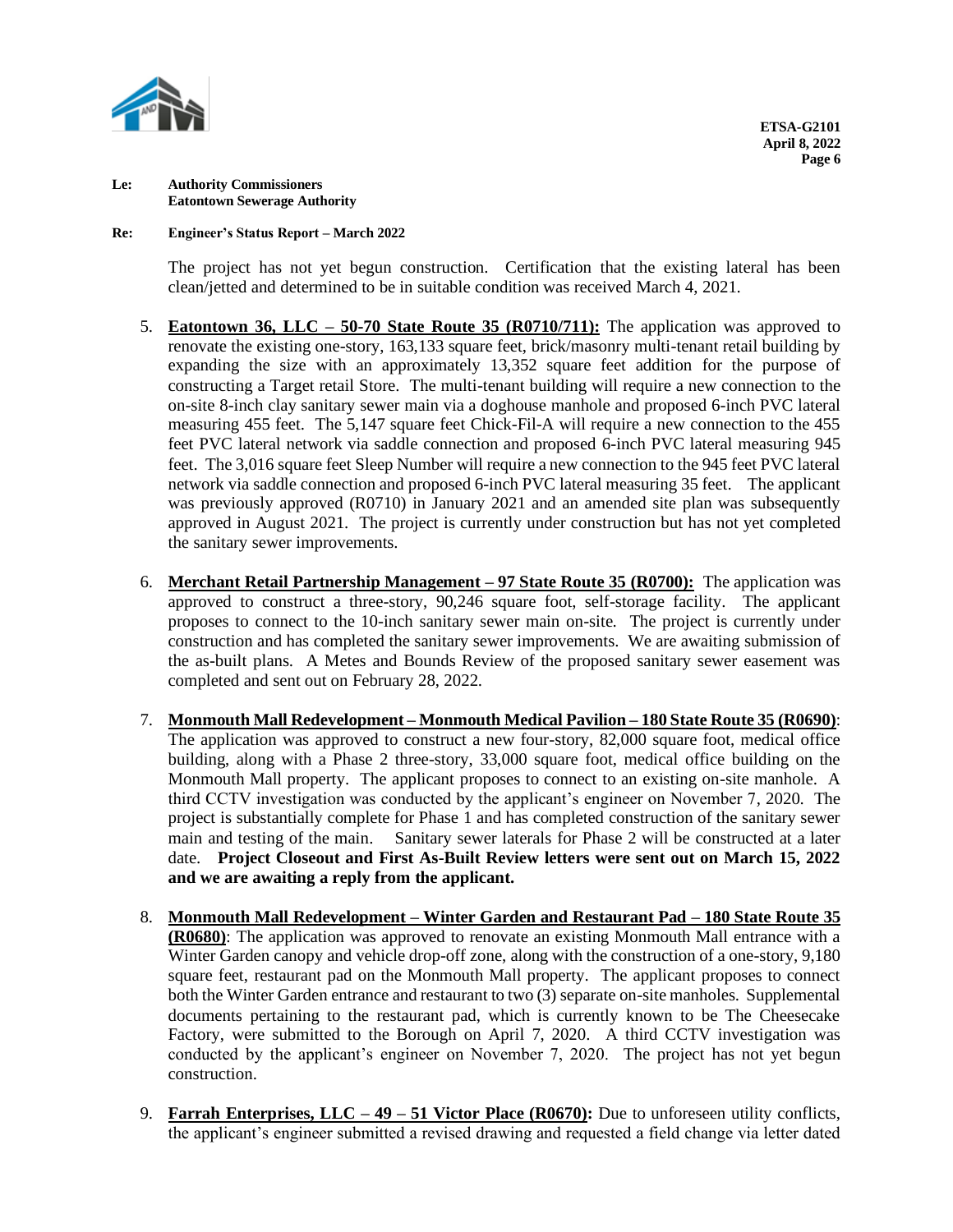**Le: Authority Commissioners**
**Eatontown Sewerage Authority**

**Re: Engineer's Status Report – March 2022**

The project has not yet begun construction. Certification that the existing lateral has been clean/jetted and determined to be in suitable condition was received March 4, 2021.

5. **Eatontown 36, LLC – 50-70 State Route 35 (R0710/711):** The application was approved to renovate the existing one-story, 163,133 square feet, brick/masonry multi-tenant retail building by expanding the size with an approximately 13,352 square feet addition for the purpose of constructing a Target retail Store. The multi-tenant building will require a new connection to the on-site 8-inch clay sanitary sewer main via a doghouse manhole and proposed 6-inch PVC lateral measuring 455 feet. The 5,147 square feet Chick-Fil-A will require a new connection to the 455 feet PVC lateral network via saddle connection and proposed 6-inch PVC lateral measuring 945 feet. The 3,016 square feet Sleep Number will require a new connection to the 945 feet PVC lateral network via saddle connection and proposed 6-inch PVC lateral measuring 35 feet. The applicant was previously approved (R0710) in January 2021 and an amended site plan was subsequently approved in August 2021. The project is currently under construction but has not yet completed the sanitary sewer improvements.

6. **Merchant Retail Partnership Management – 97 State Route 35 (R0700):** The application was approved to construct a three-story, 90,246 square foot, self-storage facility. The applicant proposes to connect to the 10-inch sanitary sewer main on-site. The project is currently under construction and has completed the sanitary sewer improvements. We are awaiting submission of the as-built plans. A Metes and Bounds Review of the proposed sanitary sewer easement was completed and sent out on February 28, 2022.

7. **Monmouth Mall Redevelopment – Monmouth Medical Pavilion – 180 State Route 35 (R0690)**: The application was approved to construct a new four-story, 82,000 square foot, medical office building, along with a Phase 2 three-story, 33,000 square foot, medical office building on the Monmouth Mall property. The applicant proposes to connect to an existing on-site manhole. A third CCTV investigation was conducted by the applicant's engineer on November 7, 2020. The project is substantially complete for Phase 1 and has completed construction of the sanitary sewer main and testing of the main. Sanitary sewer laterals for Phase 2 will be constructed at a later date. **Project Closeout and First As-Built Review letters were sent out on March 15, 2022 and we are awaiting a reply from the applicant.**

8. **Monmouth Mall Redevelopment – Winter Garden and Restaurant Pad – 180 State Route 35 (R0680)**: The application was approved to renovate an existing Monmouth Mall entrance with a Winter Garden canopy and vehicle drop-off zone, along with the construction of a one-story, 9,180 square feet, restaurant pad on the Monmouth Mall property. The applicant proposes to connect both the Winter Garden entrance and restaurant to two (3) separate on-site manholes. Supplemental documents pertaining to the restaurant pad, which is currently known to be The Cheesecake Factory, were submitted to the Borough on April 7, 2020. A third CCTV investigation was conducted by the applicant's engineer on November 7, 2020. The project has not yet begun construction.

9. **Farrah Enterprises, LLC – 49 – 51 Victor Place (R0670):** Due to unforeseen utility conflicts, the applicant's engineer submitted a revised drawing and requested a field change via letter dated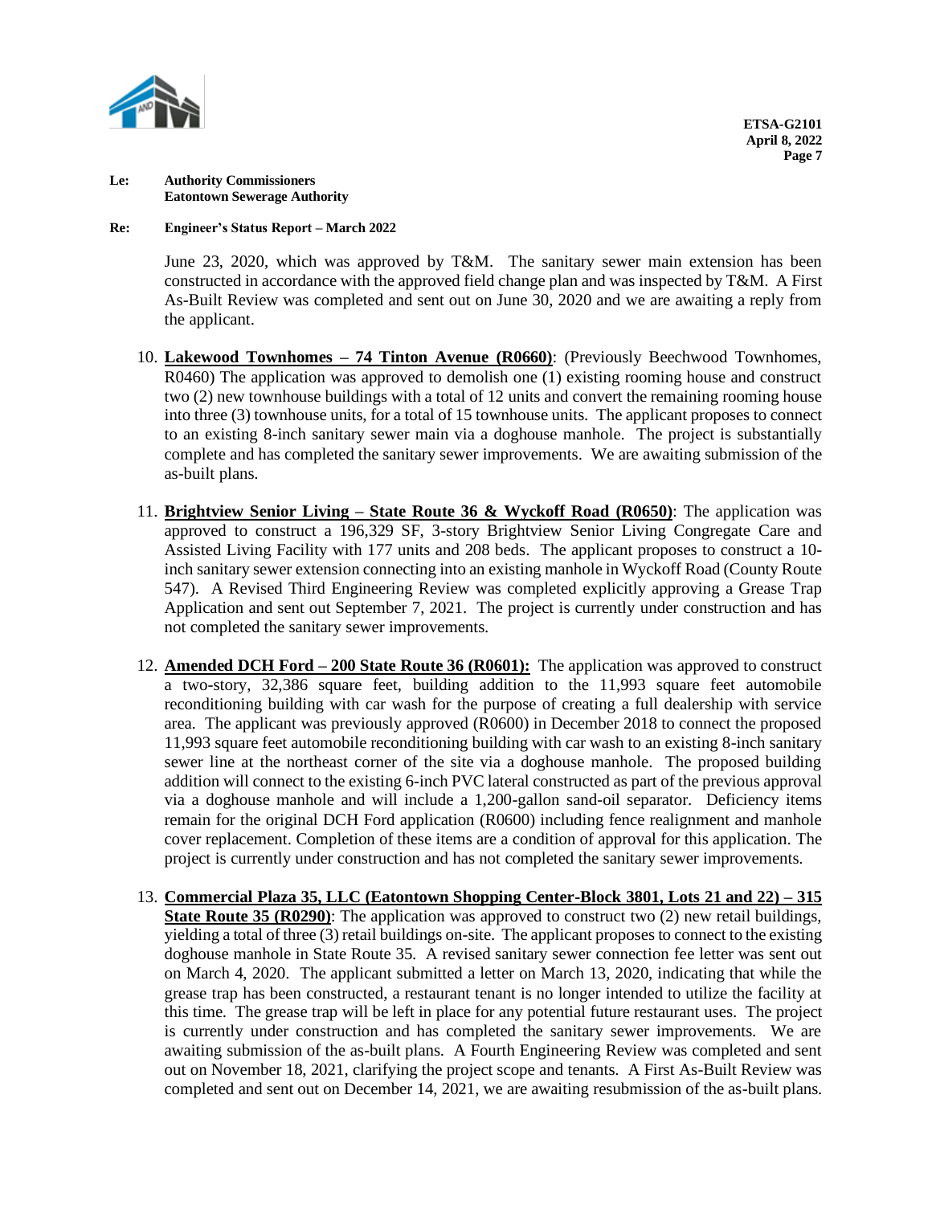June 23, 2020, which was approved by T&M. The sanitary sewer main extension has been constructed in accordance with the approved field change plan and was inspected by T&M. A First As-Built Review was completed and sent out on June 30, 2020 and we are awaiting a reply from the applicant.

10. **Lakewood Townhomes – 74 Tinton Avenue (R0660)**: (Previously Beechwood Townhomes, R0460) The application was approved to demolish one (1) existing rooming house and construct two (2) new townhouse buildings with a total of 12 units and convert the remaining rooming house into three (3) townhouse units, for a total of 15 townhouse units. The applicant proposes to connect to an existing 8-inch sanitary sewer main via a doghouse manhole. The project is substantially complete and has completed the sanitary sewer improvements. We are awaiting submission of the as-built plans.

11. **Brightview Senior Living – State Route 36 & Wyckoff Road (R0650)**: The application was approved to construct a 196,329 SF, 3-story Brightview Senior Living Congregate Care and Assisted Living Facility with 177 units and 208 beds. The applicant proposes to construct a 10-inch sanitary sewer extension connecting into an existing manhole in Wyckoff Road (County Route 547). A Revised Third Engineering Review was completed explicitly approving a Grease Trap Application and sent out September 7, 2021. The project is currently under construction and has not completed the sanitary sewer improvements.

12. **Amended DCH Ford – 200 State Route 36 (R0601):** The application was approved to construct a two-story, 32,386 square feet, building addition to the 11,993 square feet automobile reconditioning building with car wash for the purpose of creating a full dealership with service area. The applicant was previously approved (R0600) in December 2018 to connect the proposed 11,993 square feet automobile reconditioning building with car wash to an existing 8-inch sanitary sewer line at the northeast corner of the site via a doghouse manhole. The proposed building addition will connect to the existing 6-inch PVC lateral constructed as part of the previous approval via a doghouse manhole and will include a 1,200-gallon sand-oil separator. Deficiency items remain for the original DCH Ford application (R0600) including fence realignment and manhole cover replacement. Completion of these items are a condition of approval for this application. The project is currently under construction and has not completed the sanitary sewer improvements.

13. **Commercial Plaza 35, LLC (Eatontown Shopping Center-Block 3801, Lots 21 and 22) – 315 State Route 35 (R0290)**: The application was approved to construct two (2) new retail buildings, yielding a total of three (3) retail buildings on-site. The applicant proposes to connect to the existing doghouse manhole in State Route 35. A revised sanitary sewer connection fee letter was sent out on March 4, 2020. The applicant submitted a letter on March 13, 2020, indicating that while the grease trap has been constructed, a restaurant tenant is no longer intended to utilize the facility at this time. The grease trap will be left in place for any potential future restaurant uses. The project is currently under construction and has completed the sanitary sewer improvements. We are awaiting submission of the as-built plans. A Fourth Engineering Review was completed and sent out on November 18, 2021, clarifying the project scope and tenants. A First As-Built Review was completed and sent out on December 14, 2021, we are awaiting resubmission of the as-built plans.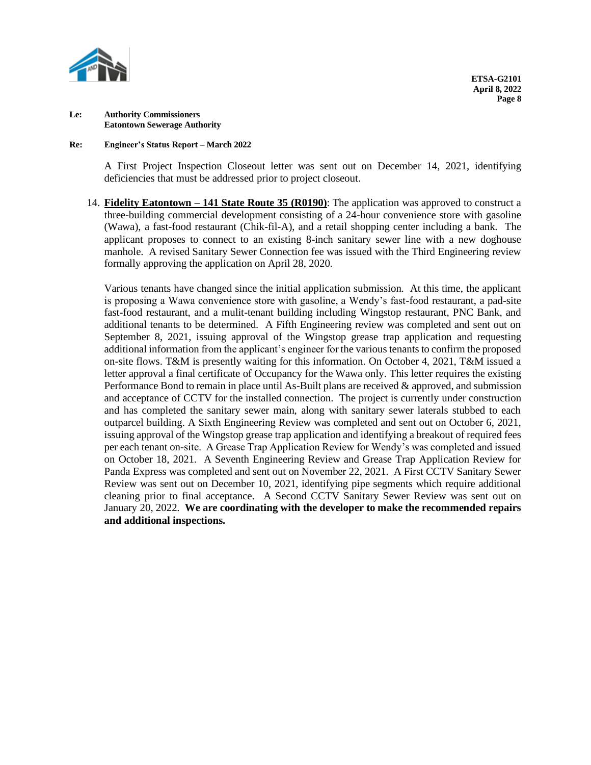**Le:** **Authority Commissioners**
**Eatontown Sewerage Authority**

**Re:** **Engineer's Status Report – March 2022**

A First Project Inspection Closeout letter was sent out on December 14, 2021, identifying deficiencies that must be addressed prior to project closeout.

14. **<u>Fidelity Eatontown – 141 State Route 35 (R0190)</u>**: The application was approved to construct a three-building commercial development consisting of a 24-hour convenience store with gasoline (Wawa), a fast-food restaurant (Chik-fil-A), and a retail shopping center including a bank. The applicant proposes to connect to an existing 8-inch sanitary sewer line with a new doghouse manhole. A revised Sanitary Sewer Connection fee was issued with the Third Engineering review formally approving the application on April 28, 2020.

    Various tenants have changed since the initial application submission. At this time, the applicant is proposing a Wawa convenience store with gasoline, a Wendy's fast-food restaurant, a pad-site fast-food restaurant, and a mulit-tenant building including Wingstop restaurant, PNC Bank, and additional tenants to be determined. A Fifth Engineering review was completed and sent out on September 8, 2021, issuing approval of the Wingstop grease trap application and requesting additional information from the applicant's engineer for the various tenants to confirm the proposed on-site flows. T&M is presently waiting for this information. On October 4, 2021, T&M issued a letter approval a final certificate of Occupancy for the Wawa only. This letter requires the existing Performance Bond to remain in place until As-Built plans are received & approved, and submission and acceptance of CCTV for the installed connection. The project is currently under construction and has completed the sanitary sewer main, along with sanitary sewer laterals stubbed to each outparcel building. A Sixth Engineering Review was completed and sent out on October 6, 2021, issuing approval of the Wingstop grease trap application and identifying a breakout of required fees per each tenant on-site. A Grease Trap Application Review for Wendy's was completed and issued on October 18, 2021. A Seventh Engineering Review and Grease Trap Application Review for Panda Express was completed and sent out on November 22, 2021. A First CCTV Sanitary Sewer Review was sent out on December 10, 2021, identifying pipe segments which require additional cleaning prior to final acceptance. A Second CCTV Sanitary Sewer Review was sent out on January 20, 2022. **We are coordinating with the developer to make the recommended repairs and additional inspections.**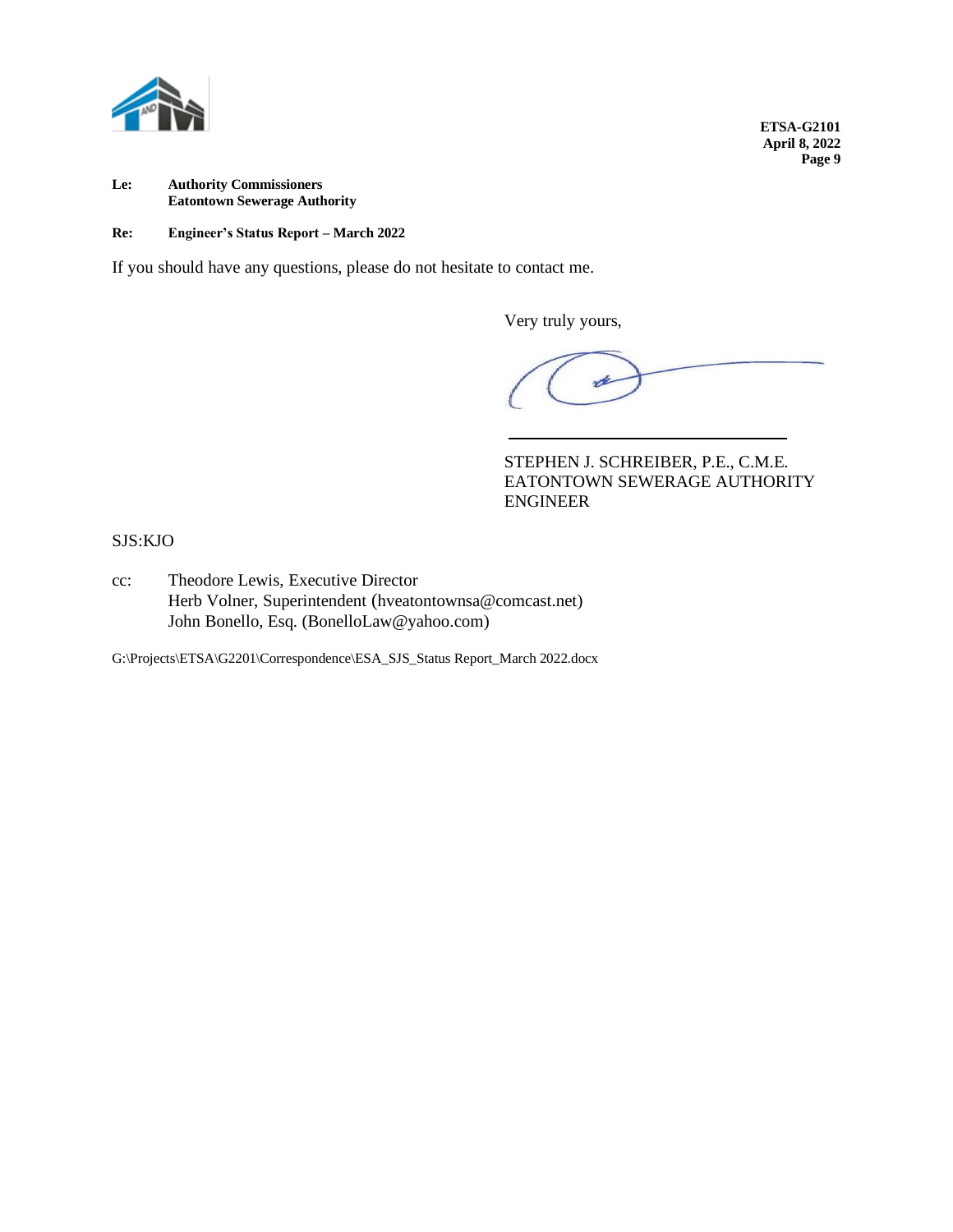**Le: Authority Commissioners**
**Eatontown Sewerage Authority**

**Re: Engineer's Status Report – March 2022**

If you should have any questions, please do not hesitate to contact me.

Very truly yours,

STEPHEN J. SCHREIBER, P.E., C.M.E.
EATONTOWN SEWERAGE AUTHORITY
ENGINEER

SJS:KJO

cc: Theodore Lewis, Executive Director
Herb Volner, Superintendent (hveatontownsa@comcast.net)
John Bonello, Esq. (BonelloLaw@yahoo.com)

G:\Projects\ETSA\G2201\Correspondence\ESA_SJS_Status Report_March 2022.docx